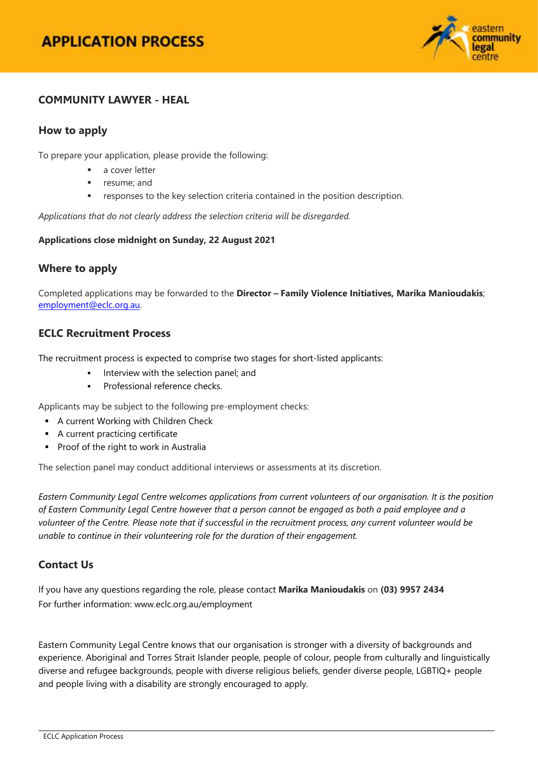# APPLICATION PROCESS

## COMMUNITY LAWYER - HEAL

### How to apply

To prepare your application, please provide the following:

- a cover letter
- resume; and
- responses to the key selection criteria contained in the position description.

*Applications that do not clearly address the selection criteria will be disregarded.*

**Applications close midnight on Sunday, 22 August 2021**

### Where to apply

Completed applications may be forwarded to the **Director – Family Violence Initiatives, Marika Manioudakis**; employment@eclc.org.au.

### ECLC Recruitment Process

The recruitment process is expected to comprise two stages for short-listed applicants:

- Interview with the selection panel; and
- Professional reference checks.

Applicants may be subject to the following pre-employment checks:

- A current Working with Children Check
- A current practicing certificate
- Proof of the right to work in Australia

The selection panel may conduct additional interviews or assessments at its discretion.

*Eastern Community Legal Centre welcomes applications from current volunteers of our organisation. It is the position of Eastern Community Legal Centre however that a person cannot be engaged as both a paid employee and a volunteer of the Centre. Please note that if successful in the recruitment process, any current volunteer would be unable to continue in their volunteering role for the duration of their engagement.*

### Contact Us

If you have any questions regarding the role, please contact **Marika Manioudakis** on **(03) 9957 2434**
For further information: www.eclc.org.au/employment

Eastern Community Legal Centre knows that our organisation is stronger with a diversity of backgrounds and experience. Aboriginal and Torres Strait Islander people, people of colour, people from culturally and linguistically diverse and refugee backgrounds, people with diverse religious beliefs, gender diverse people, LGBTIQ+ people and people living with a disability are strongly encouraged to apply.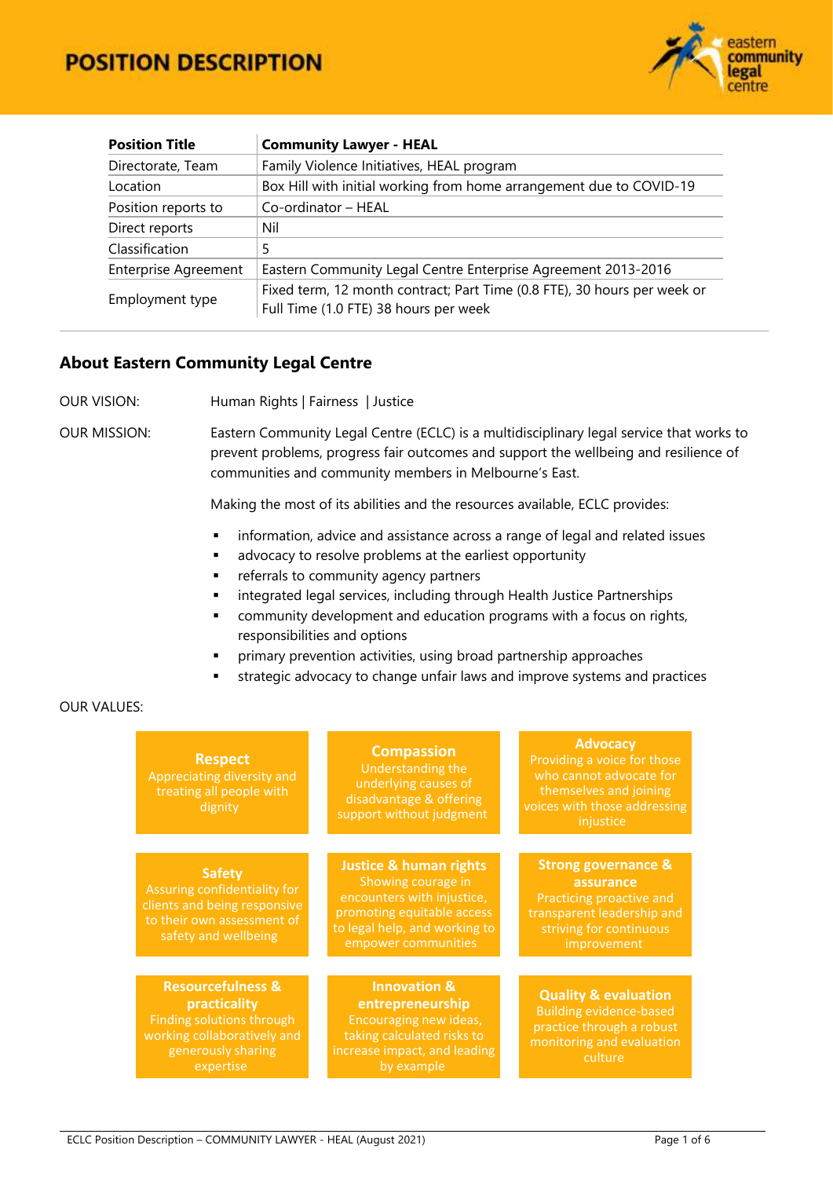# POSITION DESCRIPTION

| Position Title | Community Lawyer - HEAL |
|---|---|
| Directorate, Team | Family Violence Initiatives, HEAL program |
| Location | Box Hill with initial working from home arrangement due to COVID-19 |
| Position reports to | Co-ordinator – HEAL |
| Direct reports | Nil |
| Classification | 5 |
| Enterprise Agreement | Eastern Community Legal Centre Enterprise Agreement 2013-2016 |
| Employment type | Fixed term, 12 month contract; Part Time (0.8 FTE), 30 hours per week or Full Time (1.0 FTE) 38 hours per week |

## About Eastern Community Legal Centre

OUR VISION: Human Rights | Fairness | Justice

OUR MISSION: Eastern Community Legal Centre (ECLC) is a multidisciplinary legal service that works to prevent problems, progress fair outcomes and support the wellbeing and resilience of communities and community members in Melbourne's East.

Making the most of its abilities and the resources available, ECLC provides:

- information, advice and assistance across a range of legal and related issues
- advocacy to resolve problems at the earliest opportunity
- referrals to community agency partners
- integrated legal services, including through Health Justice Partnerships
- community development and education programs with a focus on rights, responsibilities and options
- primary prevention activities, using broad partnership approaches
- strategic advocacy to change unfair laws and improve systems and practices

OUR VALUES:

**Respect**
Appreciating diversity and treating all people with dignity

**Compassion**
Understanding the underlying causes of disadvantage & offering support without judgment

**Advocacy**
Providing a voice for those who cannot advocate for themselves and joining voices with those addressing injustice

**Safety**
Assuring confidentiality for clients and being responsive to their own assessment of safety and wellbeing

**Justice & human rights**
Showing courage in encounters with injustice, promoting equitable access to legal help, and working to empower communities

**Strong governance & assurance**
Practicing proactive and transparent leadership and striving for continuous improvement

**Resourcefulness & practicality**
Finding solutions through working collaboratively and generously sharing expertise

**Innovation & entrepreneurship**
Encouraging new ideas, taking calculated risks to increase impact, and leading by example

**Quality & evaluation**
Building evidence-based practice through a robust monitoring and evaluation culture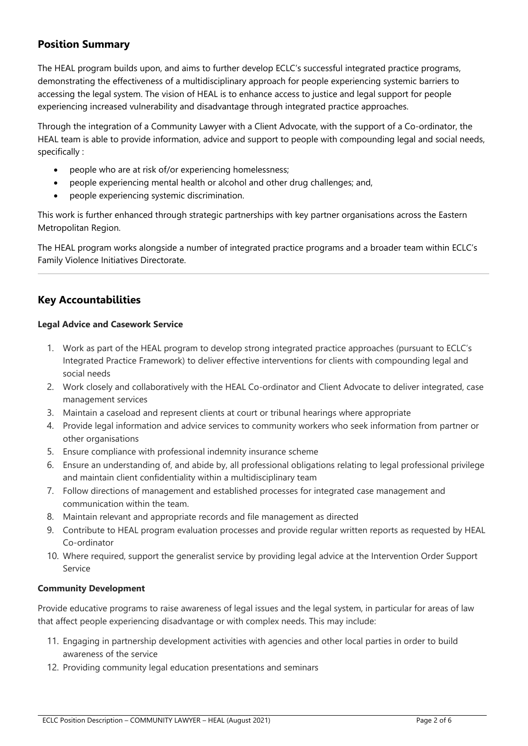## Position Summary

The HEAL program builds upon, and aims to further develop ECLC's successful integrated practice programs, demonstrating the effectiveness of a multidisciplinary approach for people experiencing systemic barriers to accessing the legal system. The vision of HEAL is to enhance access to justice and legal support for people experiencing increased vulnerability and disadvantage through integrated practice approaches.

Through the integration of a Community Lawyer with a Client Advocate, with the support of a Co-ordinator, the HEAL team is able to provide information, advice and support to people with compounding legal and social needs, specifically :

- people who are at risk of/or experiencing homelessness;
- people experiencing mental health or alcohol and other drug challenges; and,
- people experiencing systemic discrimination.

This work is further enhanced through strategic partnerships with key partner organisations across the Eastern Metropolitan Region.

The HEAL program works alongside a number of integrated practice programs and a broader team within ECLC's Family Violence Initiatives Directorate.

---

## Key Accountabilities

**Legal Advice and Casework Service**

1. Work as part of the HEAL program to develop strong integrated practice approaches (pursuant to ECLC's Integrated Practice Framework) to deliver effective interventions for clients with compounding legal and social needs
2. Work closely and collaboratively with the HEAL Co-ordinator and Client Advocate to deliver integrated, case management services
3. Maintain a caseload and represent clients at court or tribunal hearings where appropriate
4. Provide legal information and advice services to community workers who seek information from partner or other organisations
5. Ensure compliance with professional indemnity insurance scheme
6. Ensure an understanding of, and abide by, all professional obligations relating to legal professional privilege and maintain client confidentiality within a multidisciplinary team
7. Follow directions of management and established processes for integrated case management and communication within the team.
8. Maintain relevant and appropriate records and file management as directed
9. Contribute to HEAL program evaluation processes and provide regular written reports as requested by HEAL Co-ordinator
10. Where required, support the generalist service by providing legal advice at the Intervention Order Support Service

**Community Development**

Provide educative programs to raise awareness of legal issues and the legal system, in particular for areas of law that affect people experiencing disadvantage or with complex needs. This may include:

11. Engaging in partnership development activities with agencies and other local parties in order to build awareness of the service
12. Providing community legal education presentations and seminars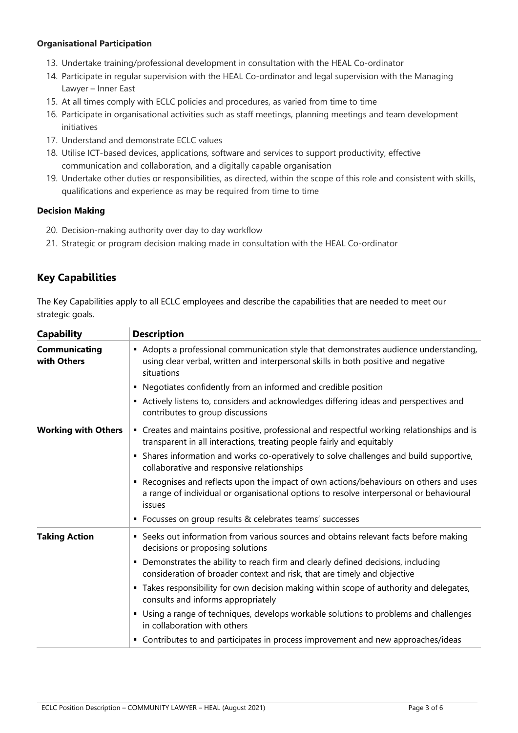**Organisational Participation**

13. Undertake training/professional development in consultation with the HEAL Co-ordinator
14. Participate in regular supervision with the HEAL Co-ordinator and legal supervision with the Managing Lawyer – Inner East
15. At all times comply with ECLC policies and procedures, as varied from time to time
16. Participate in organisational activities such as staff meetings, planning meetings and team development initiatives
17. Understand and demonstrate ECLC values
18. Utilise ICT-based devices, applications, software and services to support productivity, effective communication and collaboration, and a digitally capable organisation
19. Undertake other duties or responsibilities, as directed, within the scope of this role and consistent with skills, qualifications and experience as may be required from time to time

**Decision Making**

20. Decision-making authority over day to day workflow
21. Strategic or program decision making made in consultation with the HEAL Co-ordinator

## Key Capabilities

The Key Capabilities apply to all ECLC employees and describe the capabilities that are needed to meet our strategic goals.

| Capability | Description |
| --- | --- |
| **Communicating with Others** | ▪ Adopts a professional communication style that demonstrates audience understanding, using clear verbal, written and interpersonal skills in both positive and negative situations<br>▪ Negotiates confidently from an informed and credible position<br>▪ Actively listens to, considers and acknowledges differing ideas and perspectives and contributes to group discussions |
| **Working with Others** | ▪ Creates and maintains positive, professional and respectful working relationships and is transparent in all interactions, treating people fairly and equitably<br>▪ Shares information and works co-operatively to solve challenges and build supportive, collaborative and responsive relationships<br>▪ Recognises and reflects upon the impact of own actions/behaviours on others and uses a range of individual or organisational options to resolve interpersonal or behavioural issues<br>▪ Focusses on group results & celebrates teams' successes |
| **Taking Action** | ▪ Seeks out information from various sources and obtains relevant facts before making decisions or proposing solutions<br>▪ Demonstrates the ability to reach firm and clearly defined decisions, including consideration of broader context and risk, that are timely and objective<br>▪ Takes responsibility for own decision making within scope of authority and delegates, consults and informs appropriately<br>▪ Using a range of techniques, develops workable solutions to problems and challenges in collaboration with others<br>▪ Contributes to and participates in process improvement and new approaches/ideas |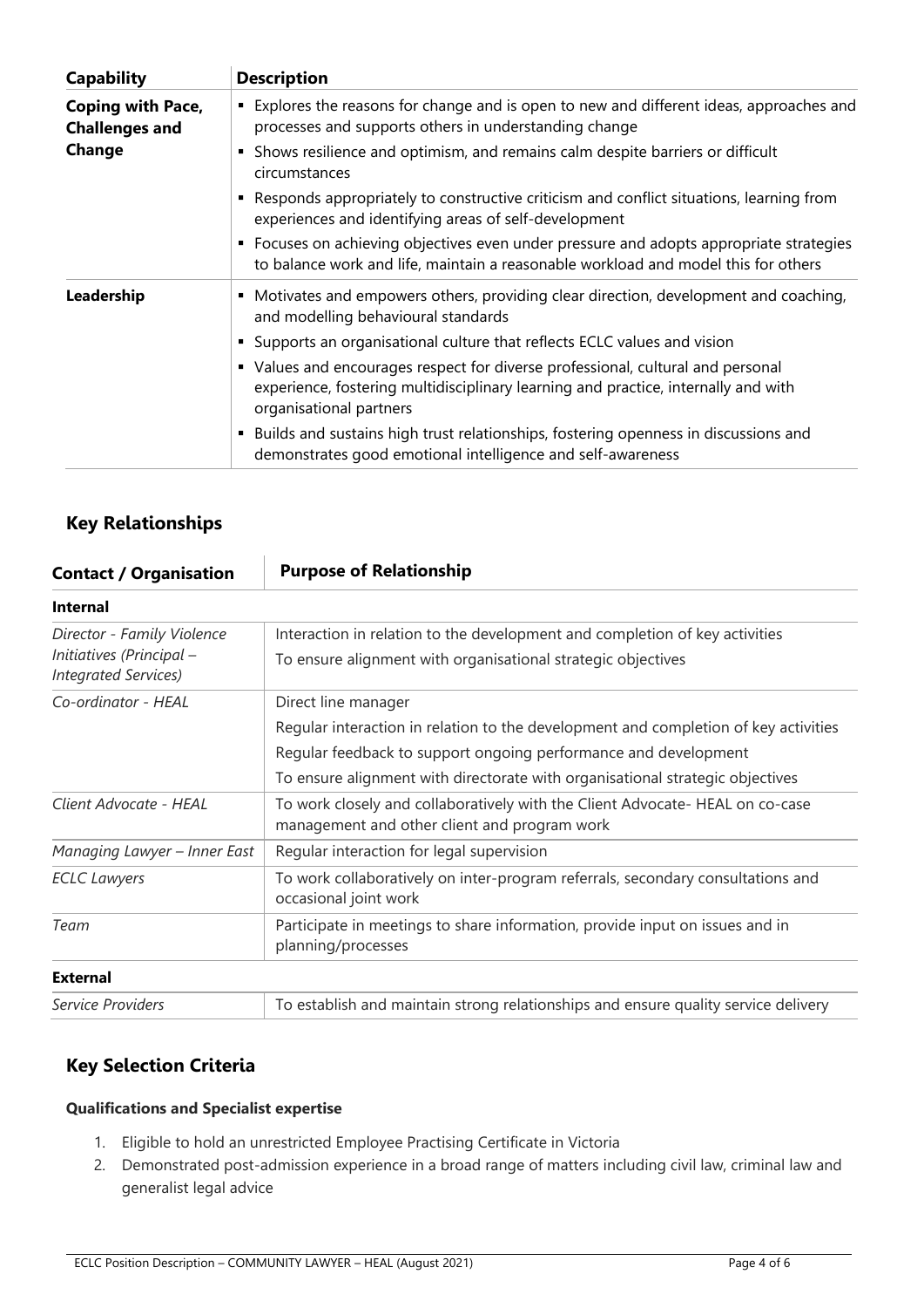| Capability | Description |
|---|---|
| **Coping with Pace, Challenges and Change** | ▪ Explores the reasons for change and is open to new and different ideas, approaches and processes and supports others in understanding change<br>▪ Shows resilience and optimism, and remains calm despite barriers or difficult circumstances<br>▪ Responds appropriately to constructive criticism and conflict situations, learning from experiences and identifying areas of self-development<br>▪ Focuses on achieving objectives even under pressure and adopts appropriate strategies to balance work and life, maintain a reasonable workload and model this for others |
| **Leadership** | ▪ Motivates and empowers others, providing clear direction, development and coaching, and modelling behavioural standards<br>▪ Supports an organisational culture that reflects ECLC values and vision<br>▪ Values and encourages respect for diverse professional, cultural and personal experience, fostering multidisciplinary learning and practice, internally and with organisational partners<br>▪ Builds and sustains high trust relationships, fostering openness in discussions and demonstrates good emotional intelligence and self-awareness |

## Key Relationships

| Contact / Organisation | Purpose of Relationship |
|---|---|
| **Internal** | |
| *Director - Family Violence Initiatives (Principal – Integrated Services)* | Interaction in relation to the development and completion of key activities<br>To ensure alignment with organisational strategic objectives |
| *Co-ordinator - HEAL* | Direct line manager<br>Regular interaction in relation to the development and completion of key activities<br>Regular feedback to support ongoing performance and development<br>To ensure alignment with directorate with organisational strategic objectives |
| *Client Advocate - HEAL* | To work closely and collaboratively with the Client Advocate- HEAL on co-case management and other client and program work |
| *Managing Lawyer – Inner East* | Regular interaction for legal supervision |
| *ECLC Lawyers* | To work collaboratively on inter-program referrals, secondary consultations and occasional joint work |
| *Team* | Participate in meetings to share information, provide input on issues and in planning/processes |
| **External** | |
| *Service Providers* | To establish and maintain strong relationships and ensure quality service delivery |

## Key Selection Criteria

#### Qualifications and Specialist expertise

1. Eligible to hold an unrestricted Employee Practising Certificate in Victoria
2. Demonstrated post-admission experience in a broad range of matters including civil law, criminal law and generalist legal advice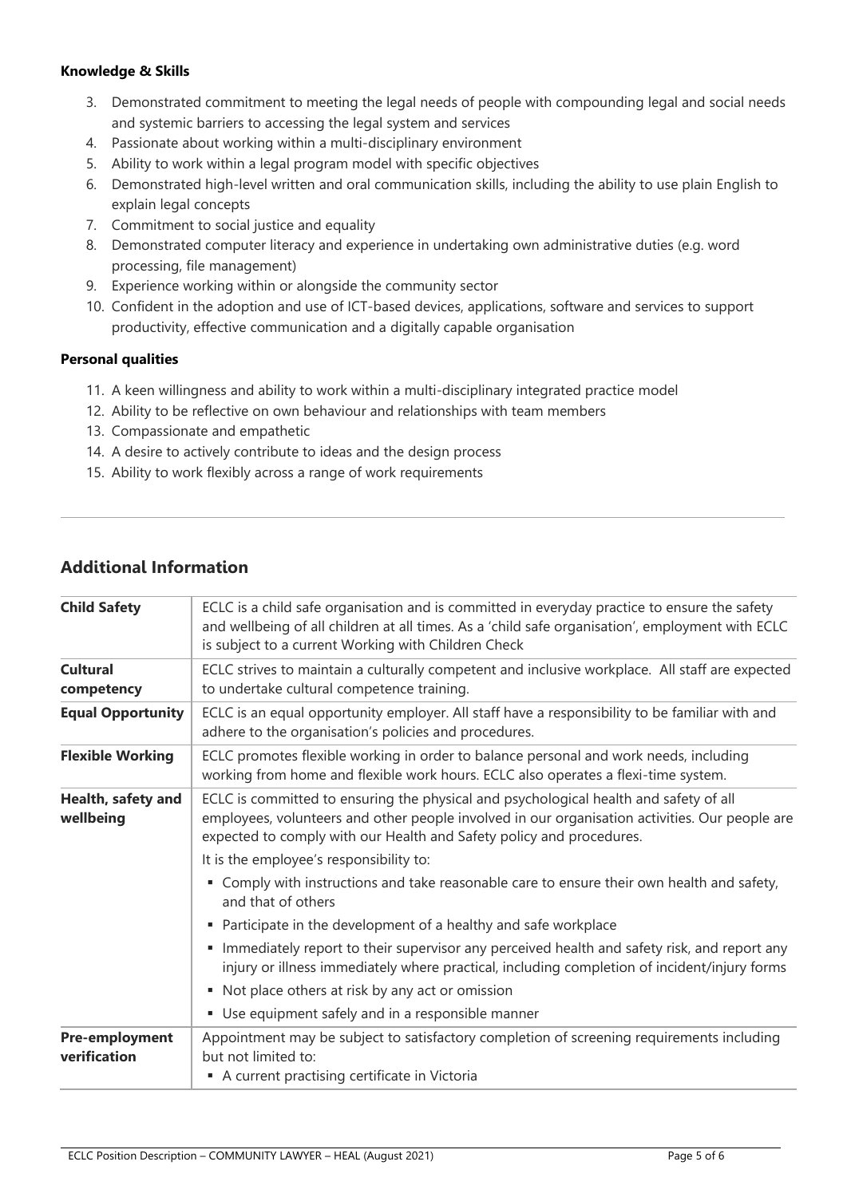**Knowledge & Skills**

3. Demonstrated commitment to meeting the legal needs of people with compounding legal and social needs and systemic barriers to accessing the legal system and services
4. Passionate about working within a multi-disciplinary environment
5. Ability to work within a legal program model with specific objectives
6. Demonstrated high-level written and oral communication skills, including the ability to use plain English to explain legal concepts
7. Commitment to social justice and equality
8. Demonstrated computer literacy and experience in undertaking own administrative duties (e.g. word processing, file management)
9. Experience working within or alongside the community sector
10. Confident in the adoption and use of ICT-based devices, applications, software and services to support productivity, effective communication and a digitally capable organisation

**Personal qualities**

11. A keen willingness and ability to work within a multi-disciplinary integrated practice model
12. Ability to be reflective on own behaviour and relationships with team members
13. Compassionate and empathetic
14. A desire to actively contribute to ideas and the design process
15. Ability to work flexibly across a range of work requirements

---

## Additional Information

| | |
|---|---|
| **Child Safety** | ECLC is a child safe organisation and is committed in everyday practice to ensure the safety and wellbeing of all children at all times. As a 'child safe organisation', employment with ECLC is subject to a current Working with Children Check |
| **Cultural competency** | ECLC strives to maintain a culturally competent and inclusive workplace. All staff are expected to undertake cultural competence training. |
| **Equal Opportunity** | ECLC is an equal opportunity employer. All staff have a responsibility to be familiar with and adhere to the organisation's policies and procedures. |
| **Flexible Working** | ECLC promotes flexible working in order to balance personal and work needs, including working from home and flexible work hours. ECLC also operates a flexi-time system. |
| **Health, safety and wellbeing** | ECLC is committed to ensuring the physical and psychological health and safety of all employees, volunteers and other people involved in our organisation activities. Our people are expected to comply with our Health and Safety policy and procedures.<br>It is the employee's responsibility to:<br>▪ Comply with instructions and take reasonable care to ensure their own health and safety, and that of others<br>▪ Participate in the development of a healthy and safe workplace<br>▪ Immediately report to their supervisor any perceived health and safety risk, and report any injury or illness immediately where practical, including completion of incident/injury forms<br>▪ Not place others at risk by any act or omission<br>▪ Use equipment safely and in a responsible manner |
| **Pre-employment verification** | Appointment may be subject to satisfactory completion of screening requirements including but not limited to:<br>▪ A current practising certificate in Victoria |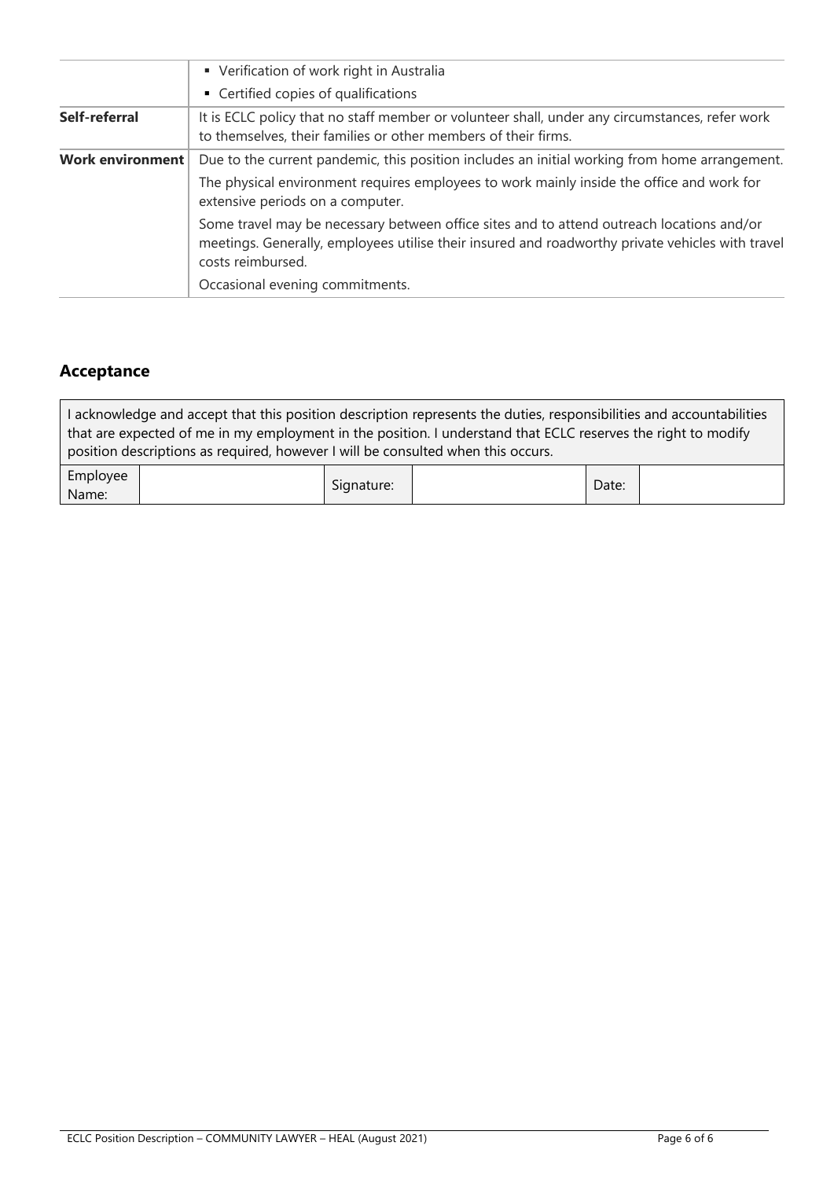| | |
|---|---|
| | ▪ Verification of work right in Australia<br>▪ Certified copies of qualifications |
| **Self-referral** | It is ECLC policy that no staff member or volunteer shall, under any circumstances, refer work to themselves, their families or other members of their firms. |
| **Work environment** | Due to the current pandemic, this position includes an initial working from home arrangement.<br>The physical environment requires employees to work mainly inside the office and work for extensive periods on a computer.<br>Some travel may be necessary between office sites and to attend outreach locations and/or meetings. Generally, employees utilise their insured and roadworthy private vehicles with travel costs reimbursed.<br>Occasional evening commitments. |

## Acceptance

I acknowledge and accept that this position description represents the duties, responsibilities and accountabilities that are expected of me in my employment in the position. I understand that ECLC reserves the right to modify position descriptions as required, however I will be consulted when this occurs.

| | | | | | |
|---|---|---|---|---|---|
| Employee Name: | | Signature: | | Date: | |